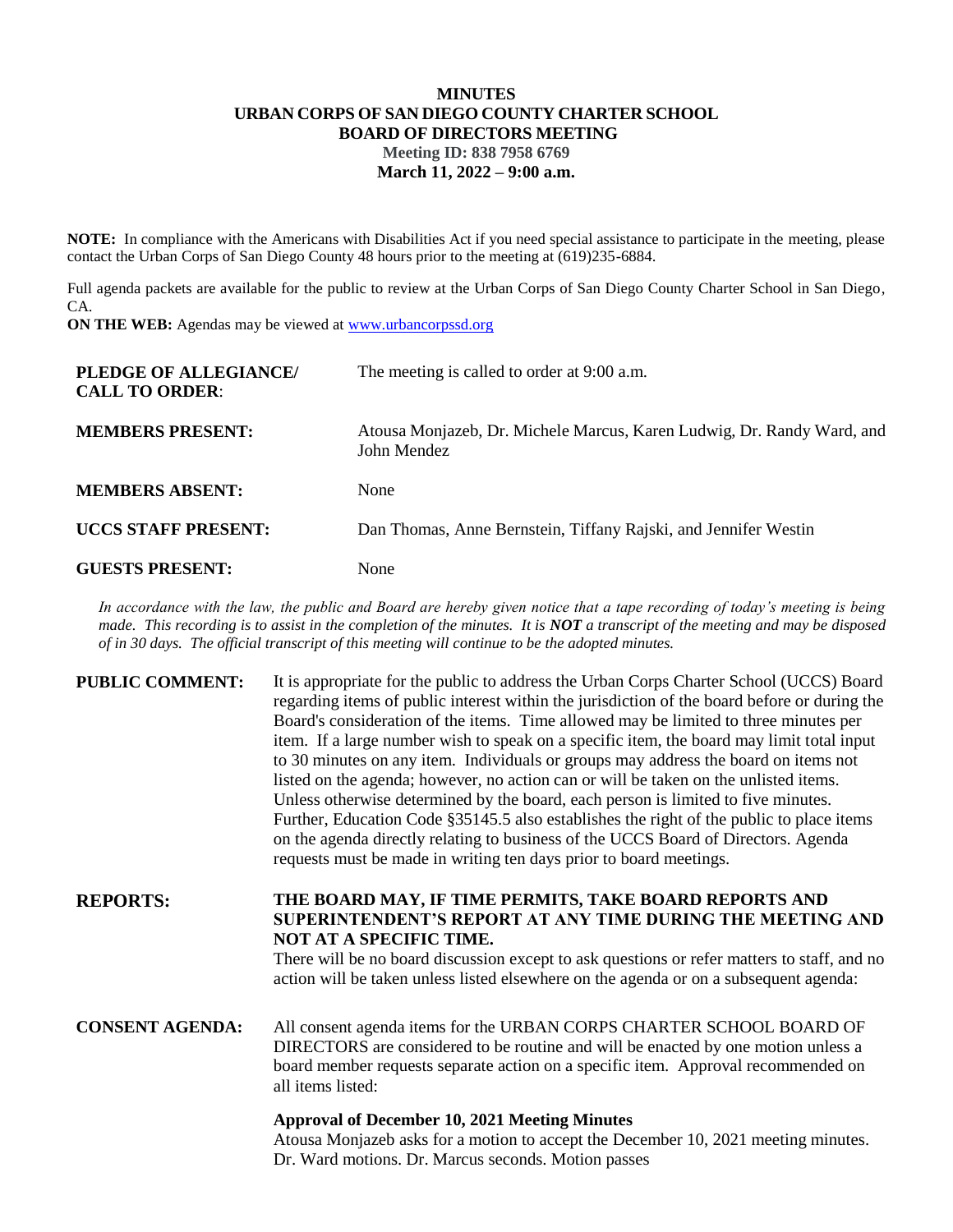# MINUTES
## URBAN CORPS OF SAN DIEGO COUNTY CHARTER SCHOOL
## BOARD OF DIRECTORS MEETING

**Meeting ID: 838 7958 6769**

**March 11, 2022 – 9:00 a.m.**

**NOTE:** In compliance with the Americans with Disabilities Act if you need special assistance to participate in the meeting, please contact the Urban Corps of San Diego County 48 hours prior to the meeting at (619)235-6884.

Full agenda packets are available for the public to review at the Urban Corps of San Diego County Charter School in San Diego, CA.

**ON THE WEB:** Agendas may be viewed at [www.urbancorpssd.org](http://www.urbancorpssd.org)

| | |
|---|---|
| **PLEDGE OF ALLEGIANCE/ CALL TO ORDER**: | The meeting is called to order at 9:00 a.m. |
| **MEMBERS PRESENT:** | Atousa Monjazeb, Dr. Michele Marcus, Karen Ludwig, Dr. Randy Ward, and John Mendez |
| **MEMBERS ABSENT:** | None |
| **UCCS STAFF PRESENT:** | Dan Thomas, Anne Bernstein, Tiffany Rajski, and Jennifer Westin |
| **GUESTS PRESENT:** | None |

*In accordance with the law, the public and Board are hereby given notice that a tape recording of today's meeting is being made. This recording is to assist in the completion of the minutes. It is **NOT** a transcript of the meeting and may be disposed of in 30 days. The official transcript of this meeting will continue to be the adopted minutes.*

**PUBLIC COMMENT:** It is appropriate for the public to address the Urban Corps Charter School (UCCS) Board regarding items of public interest within the jurisdiction of the board before or during the Board's consideration of the items. Time allowed may be limited to three minutes per item. If a large number wish to speak on a specific item, the board may limit total input to 30 minutes on any item. Individuals or groups may address the board on items not listed on the agenda; however, no action can or will be taken on the unlisted items. Unless otherwise determined by the board, each person is limited to five minutes. Further, Education Code §35145.5 also establishes the right of the public to place items on the agenda directly relating to business of the UCCS Board of Directors. Agenda requests must be made in writing ten days prior to board meetings.

**REPORTS:** **THE BOARD MAY, IF TIME PERMITS, TAKE BOARD REPORTS AND SUPERINTENDENT'S REPORT AT ANY TIME DURING THE MEETING AND NOT AT A SPECIFIC TIME.**
There will be no board discussion except to ask questions or refer matters to staff, and no action will be taken unless listed elsewhere on the agenda or on a subsequent agenda:

**CONSENT AGENDA:** All consent agenda items for the URBAN CORPS CHARTER SCHOOL BOARD OF DIRECTORS are considered to be routine and will be enacted by one motion unless a board member requests separate action on a specific item. Approval recommended on all items listed:

**Approval of December 10, 2021 Meeting Minutes**
Atousa Monjazeb asks for a motion to accept the December 10, 2021 meeting minutes. Dr. Ward motions. Dr. Marcus seconds. Motion passes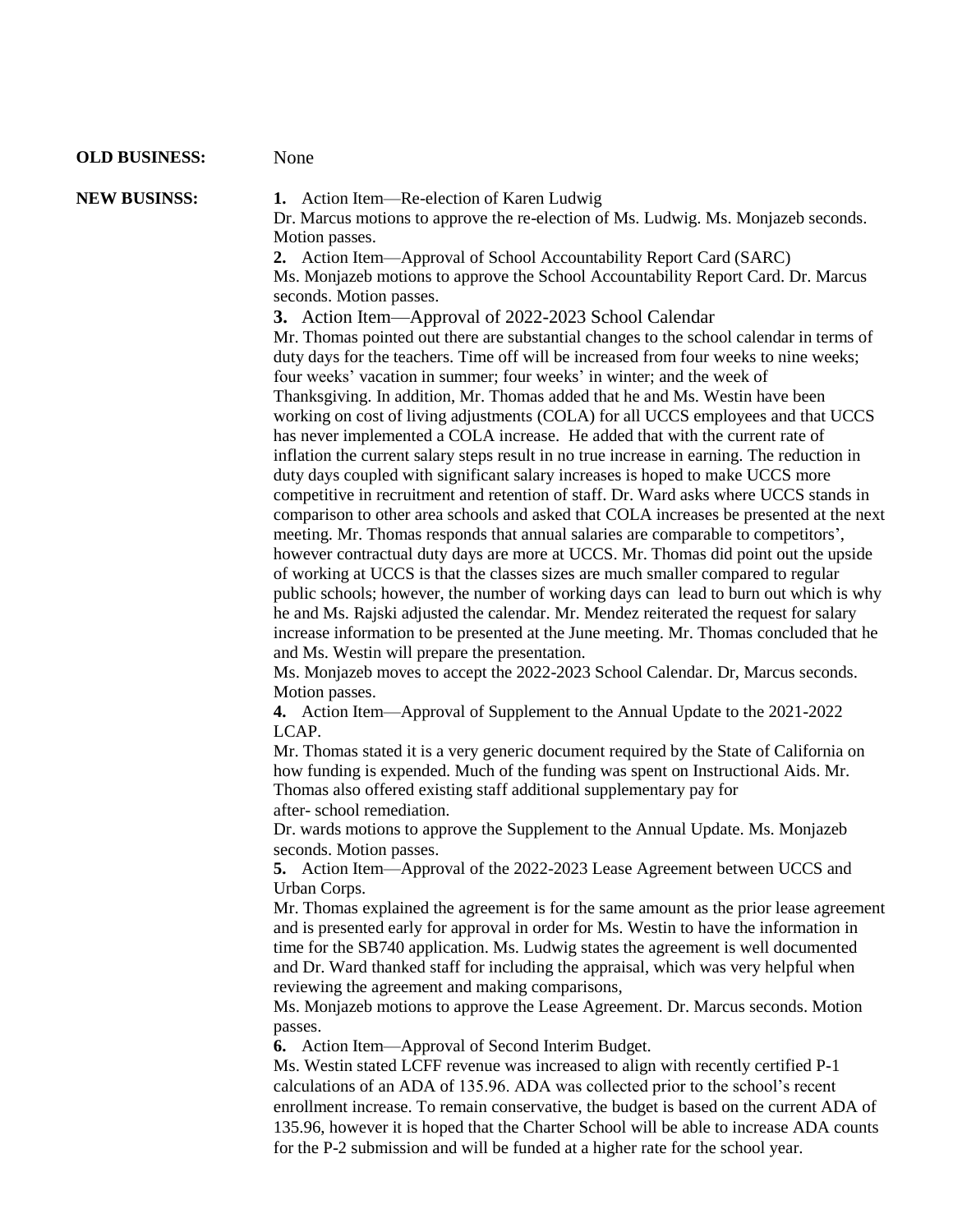**OLD BUSINESS:** None

**NEW BUSINSS:**

**1.** Action Item—Re-election of Karen Ludwig

Dr. Marcus motions to approve the re-election of Ms. Ludwig. Ms. Monjazeb seconds. Motion passes.

**2.** Action Item—Approval of School Accountability Report Card (SARC)

Ms. Monjazeb motions to approve the School Accountability Report Card. Dr. Marcus seconds. Motion passes.

**3.** Action Item—Approval of 2022-2023 School Calendar

Mr. Thomas pointed out there are substantial changes to the school calendar in terms of duty days for the teachers. Time off will be increased from four weeks to nine weeks; four weeks' vacation in summer; four weeks' in winter; and the week of Thanksgiving. In addition, Mr. Thomas added that he and Ms. Westin have been working on cost of living adjustments (COLA) for all UCCS employees and that UCCS has never implemented a COLA increase. He added that with the current rate of inflation the current salary steps result in no true increase in earning. The reduction in duty days coupled with significant salary increases is hoped to make UCCS more competitive in recruitment and retention of staff. Dr. Ward asks where UCCS stands in comparison to other area schools and asked that COLA increases be presented at the next meeting. Mr. Thomas responds that annual salaries are comparable to competitors', however contractual duty days are more at UCCS. Mr. Thomas did point out the upside of working at UCCS is that the classes sizes are much smaller compared to regular public schools; however, the number of working days can lead to burn out which is why he and Ms. Rajski adjusted the calendar. Mr. Mendez reiterated the request for salary increase information to be presented at the June meeting. Mr. Thomas concluded that he and Ms. Westin will prepare the presentation.

Ms. Monjazeb moves to accept the 2022-2023 School Calendar. Dr, Marcus seconds. Motion passes.

**4.** Action Item—Approval of Supplement to the Annual Update to the 2021-2022 LCAP.

Mr. Thomas stated it is a very generic document required by the State of California on how funding is expended. Much of the funding was spent on Instructional Aids. Mr. Thomas also offered existing staff additional supplementary pay for after- school remediation.

Dr. wards motions to approve the Supplement to the Annual Update. Ms. Monjazeb seconds. Motion passes.

**5.** Action Item—Approval of the 2022-2023 Lease Agreement between UCCS and Urban Corps.

Mr. Thomas explained the agreement is for the same amount as the prior lease agreement and is presented early for approval in order for Ms. Westin to have the information in time for the SB740 application. Ms. Ludwig states the agreement is well documented and Dr. Ward thanked staff for including the appraisal, which was very helpful when reviewing the agreement and making comparisons,

Ms. Monjazeb motions to approve the Lease Agreement. Dr. Marcus seconds. Motion passes.

**6.** Action Item—Approval of Second Interim Budget.

Ms. Westin stated LCFF revenue was increased to align with recently certified P-1 calculations of an ADA of 135.96. ADA was collected prior to the school's recent enrollment increase. To remain conservative, the budget is based on the current ADA of 135.96, however it is hoped that the Charter School will be able to increase ADA counts for the P-2 submission and will be funded at a higher rate for the school year.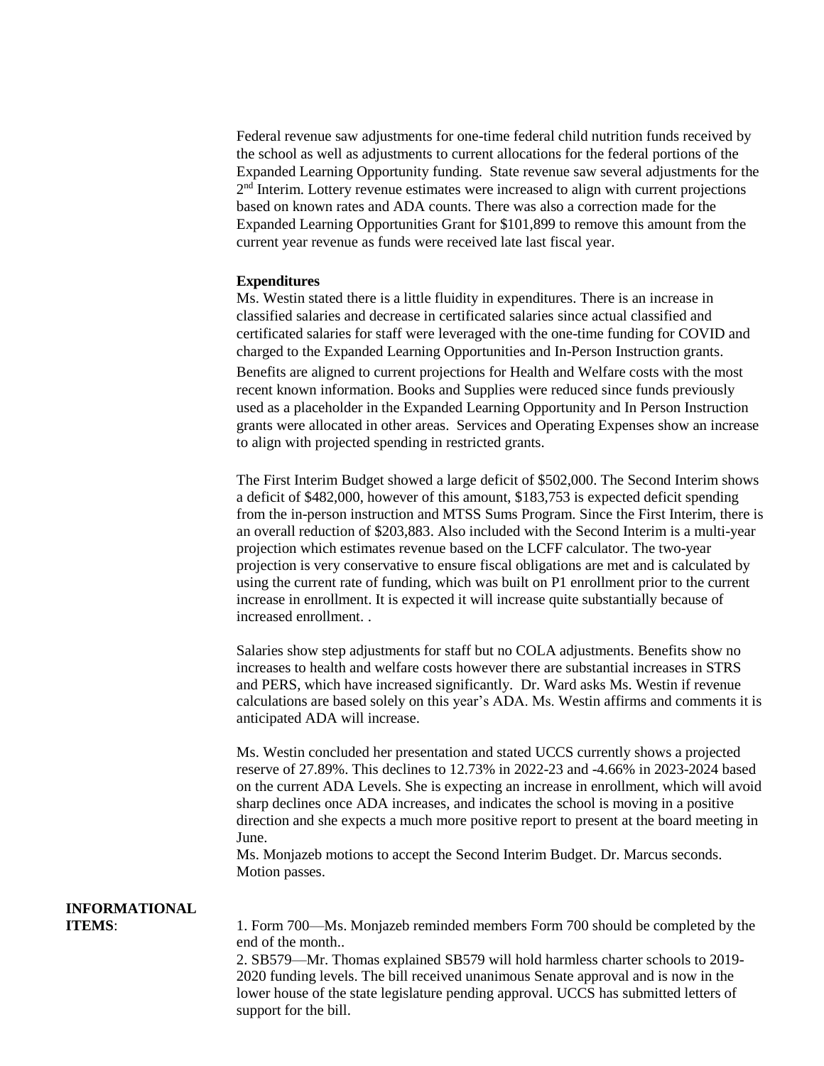Federal revenue saw adjustments for one-time federal child nutrition funds received by the school as well as adjustments to current allocations for the federal portions of the Expanded Learning Opportunity funding. State revenue saw several adjustments for the 2nd Interim. Lottery revenue estimates were increased to align with current projections based on known rates and ADA counts. There was also a correction made for the Expanded Learning Opportunities Grant for $101,899 to remove this amount from the current year revenue as funds were received late last fiscal year.

**Expenditures**

Ms. Westin stated there is a little fluidity in expenditures. There is an increase in classified salaries and decrease in certificated salaries since actual classified and certificated salaries for staff were leveraged with the one-time funding for COVID and charged to the Expanded Learning Opportunities and In-Person Instruction grants. Benefits are aligned to current projections for Health and Welfare costs with the most recent known information. Books and Supplies were reduced since funds previously used as a placeholder in the Expanded Learning Opportunity and In Person Instruction grants were allocated in other areas. Services and Operating Expenses show an increase to align with projected spending in restricted grants.

The First Interim Budget showed a large deficit of $502,000. The Second Interim shows a deficit of $482,000, however of this amount, $183,753 is expected deficit spending from the in-person instruction and MTSS Sums Program. Since the First Interim, there is an overall reduction of $203,883. Also included with the Second Interim is a multi-year projection which estimates revenue based on the LCFF calculator. The two-year projection is very conservative to ensure fiscal obligations are met and is calculated by using the current rate of funding, which was built on P1 enrollment prior to the current increase in enrollment. It is expected it will increase quite substantially because of increased enrollment. .

Salaries show step adjustments for staff but no COLA adjustments. Benefits show no increases to health and welfare costs however there are substantial increases in STRS and PERS, which have increased significantly. Dr. Ward asks Ms. Westin if revenue calculations are based solely on this year's ADA. Ms. Westin affirms and comments it is anticipated ADA will increase.

Ms. Westin concluded her presentation and stated UCCS currently shows a projected reserve of 27.89%. This declines to 12.73% in 2022-23 and -4.66% in 2023-2024 based on the current ADA Levels. She is expecting an increase in enrollment, which will avoid sharp declines once ADA increases, and indicates the school is moving in a positive direction and she expects a much more positive report to present at the board meeting in June.

Ms. Monjazeb motions to accept the Second Interim Budget. Dr. Marcus seconds. Motion passes.

**INFORMATIONAL ITEMS**:

1. Form 700—Ms. Monjazeb reminded members Form 700 should be completed by the end of the month..
2. SB579—Mr. Thomas explained SB579 will hold harmless charter schools to 2019-2020 funding levels. The bill received unanimous Senate approval and is now in the lower house of the state legislature pending approval. UCCS has submitted letters of support for the bill.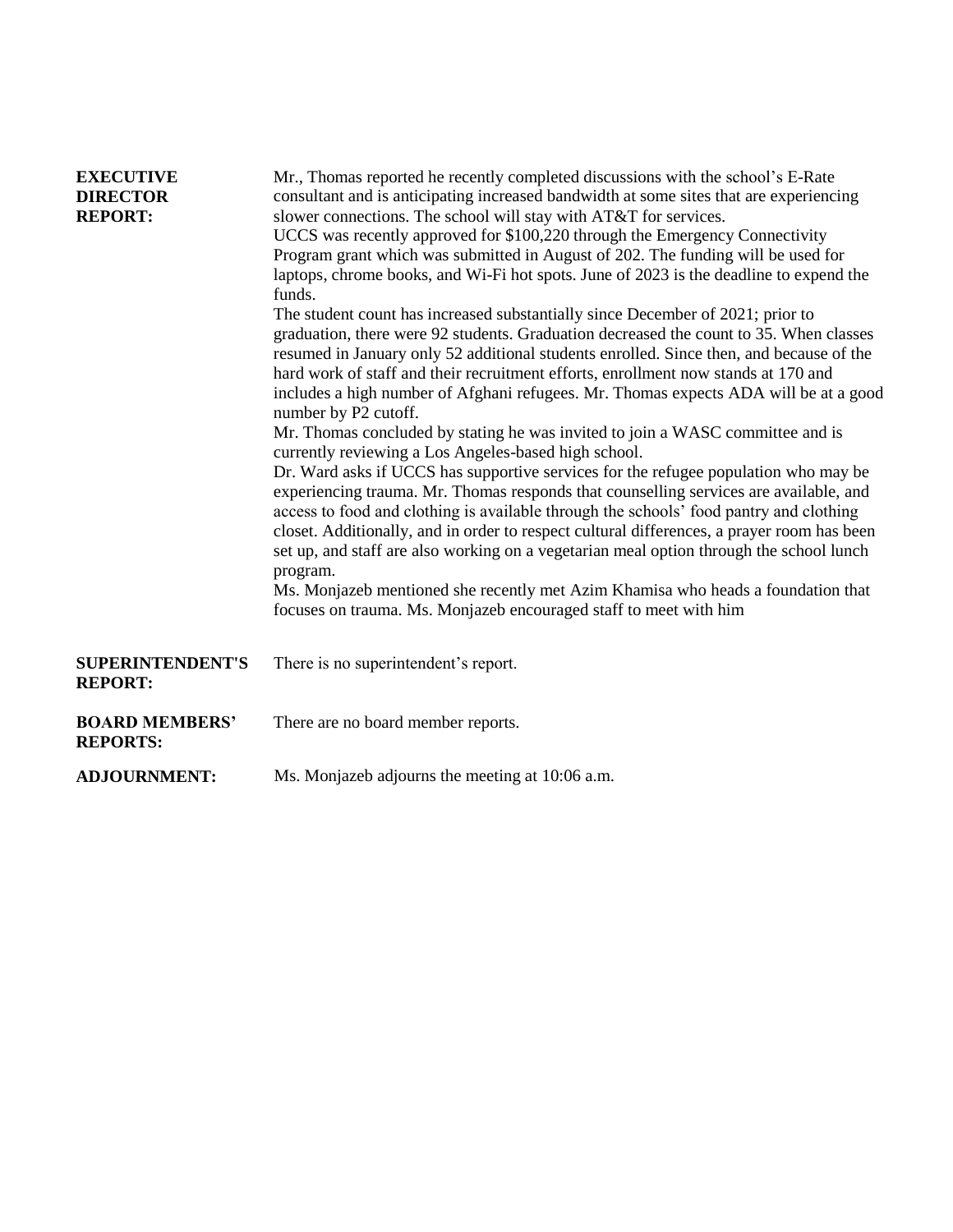**EXECUTIVE DIRECTOR REPORT:**

Mr., Thomas reported he recently completed discussions with the school's E-Rate consultant and is anticipating increased bandwidth at some sites that are experiencing slower connections. The school will stay with AT&T for services.

UCCS was recently approved for $100,220 through the Emergency Connectivity Program grant which was submitted in August of 202. The funding will be used for laptops, chrome books, and Wi-Fi hot spots. June of 2023 is the deadline to expend the funds.

The student count has increased substantially since December of 2021; prior to graduation, there were 92 students. Graduation decreased the count to 35. When classes resumed in January only 52 additional students enrolled. Since then, and because of the hard work of staff and their recruitment efforts, enrollment now stands at 170 and includes a high number of Afghani refugees. Mr. Thomas expects ADA will be at a good number by P2 cutoff.

Mr. Thomas concluded by stating he was invited to join a WASC committee and is currently reviewing a Los Angeles-based high school.

Dr. Ward asks if UCCS has supportive services for the refugee population who may be experiencing trauma. Mr. Thomas responds that counselling services are available, and access to food and clothing is available through the schools' food pantry and clothing closet. Additionally, and in order to respect cultural differences, a prayer room has been set up, and staff are also working on a vegetarian meal option through the school lunch program.

Ms. Monjazeb mentioned she recently met Azim Khamisa who heads a foundation that focuses on trauma. Ms. Monjazeb encouraged staff to meet with him

**SUPERINTENDENT'S REPORT:**

There is no superintendent's report.

**BOARD MEMBERS' REPORTS:**

There are no board member reports.

**ADJOURNMENT:**

Ms. Monjazeb adjourns the meeting at 10:06 a.m.